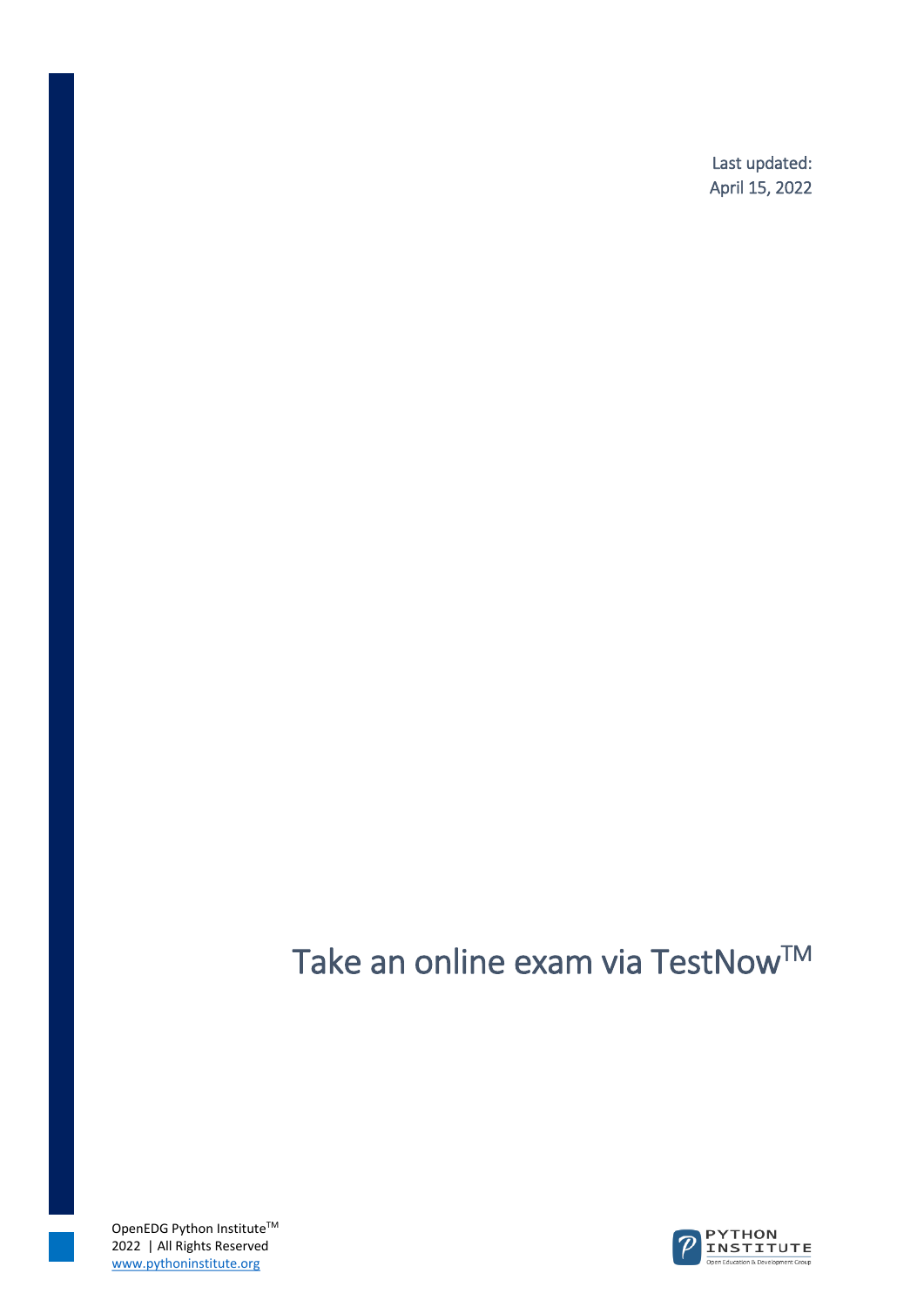Last updated:
April 15, 2022

# Take an online exam via TestNow™

OpenEDG Python Institute™
2022 | All Rights Reserved
www.pythoninstitute.org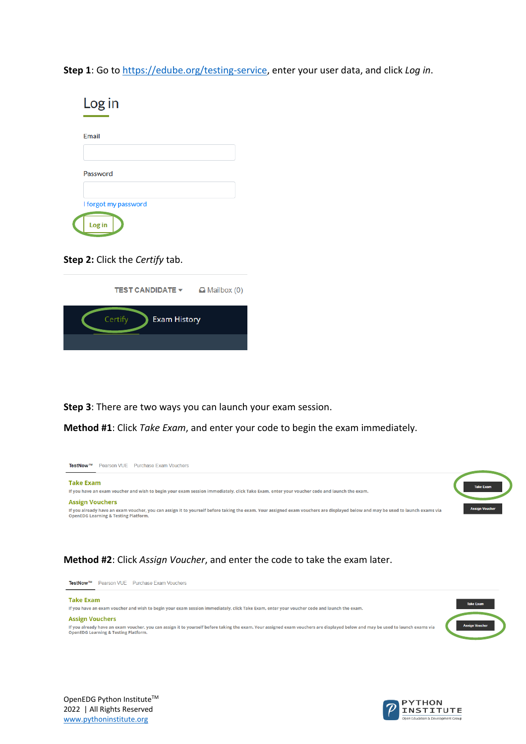**Step 1**: Go to https://edube.org/testing-service, enter your user data, and click *Log in*.

Log in

Email

Password

I forgot my password

Log in

**Step 2:** Click the *Certify* tab.

TEST CANDIDATE ▾ Mailbox (0)

Certify Exam History

**Step 3**: There are two ways you can launch your exam session.

**Method #1**: Click *Take Exam*, and enter your code to begin the exam immediately.

TestNow™ Pearson VUE Purchase Exam Vouchers

**Take Exam**

If you have an exam voucher and wish to begin your exam session immediately, click Take Exam, enter your voucher code and launch the exam.

Take Exam

**Assign Vouchers**

If you already have an exam voucher, you can assign it to yourself before taking the exam. Your assigned exam vouchers are displayed below and may be used to launch exams via OpenEDG Learning & Testing Platform.

Assign Voucher

**Method #2**: Click *Assign Voucher*, and enter the code to take the exam later.

TestNow™ Pearson VUE Purchase Exam Vouchers

**Take Exam**

If you have an exam voucher and wish to begin your exam session immediately, click Take Exam, enter your voucher code and launch the exam.

Take Exam

**Assign Vouchers**

If you already have an exam voucher, you can assign it to yourself before taking the exam. Your assigned exam vouchers are displayed below and may be used to launch exams via OpenEDG Learning & Testing Platform.

Assign Voucher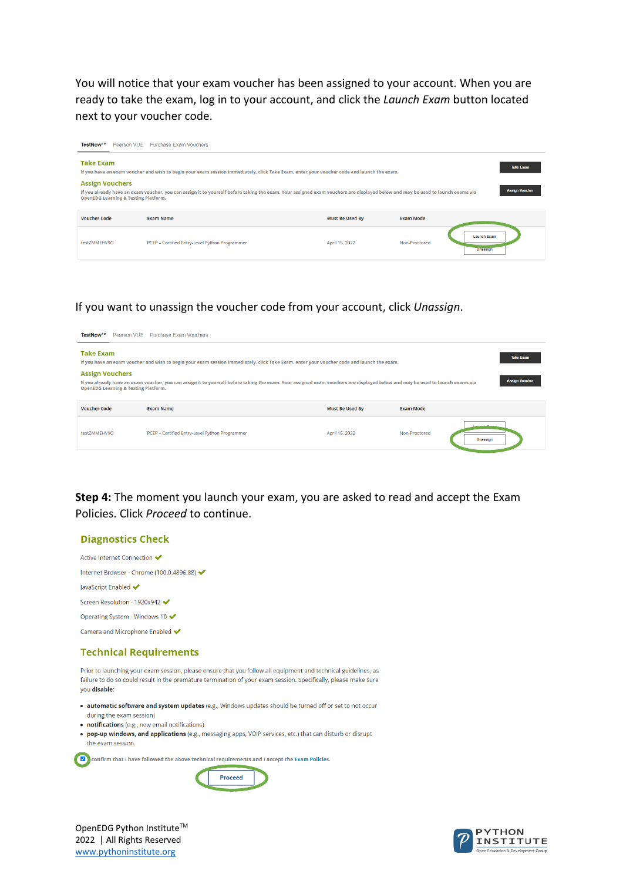You will notice that your exam voucher has been assigned to your account. When you are ready to take the exam, log in to your account, and click the *Launch Exam* button located next to your voucher code.

TestNow™ Pearson VUE Purchase Exam Vouchers

**Take Exam**

If you have an exam voucher and wish to begin your exam session immediately, click Take Exam, enter your voucher code and launch the exam.

Take Exam

**Assign Vouchers**

If you already have an exam voucher, you can assign it to yourself before taking the exam. Your assigned exam vouchers are displayed below and may be used to launch exams via OpenEDG Learning & Testing Platform.

Assign Voucher

| Voucher Code | Exam Name | Must Be Used By | Exam Mode | |
|---|---|---|---|---|
| testZMMEHV9O | PCEP – Certified Entry-Level Python Programmer | April 16, 2022 | Non-Proctored | Launch Exam / Unassign |

If you want to unassign the voucher code from your account, click *Unassign*.

TestNow™ Pearson VUE Purchase Exam Vouchers

**Take Exam**

If you have an exam voucher and wish to begin your exam session immediately, click Take Exam, enter your voucher code and launch the exam.

Take Exam

**Assign Vouchers**

If you already have an exam voucher, you can assign it to yourself before taking the exam. Your assigned exam vouchers are displayed below and may be used to launch exams via OpenEDG Learning & Testing Platform.

Assign Voucher

| Voucher Code | Exam Name | Must Be Used By | Exam Mode | |
|---|---|---|---|---|
| testZMMEHV9O | PCEP – Certified Entry-Level Python Programmer | April 16, 2022 | Non-Proctored | Launch Exam / Unassign |

**Step 4:** The moment you launch your exam, you are asked to read and accept the Exam Policies. Click *Proceed* to continue.

## Diagnostics Check

- Active Internet Connection ✔
- Internet Browser - Chrome (100.0.4896.88) ✔
- JavaScript Enabled ✔
- Screen Resolution - 1920x942 ✔
- Operating System - Windows 10 ✔
- Camera and Microphone Enabled ✔

## Technical Requirements

Prior to launching your exam session, please ensure that you follow all equipment and technical guidelines, as failure to do so could result in the premature termination of your exam session. Specifically, please make sure you **disable**:

- **automatic software and system updates** (e.g., Windows updates should be turned off or set to not occur during the exam session)
- **notifications** (e.g., new email notifications)
- **pop-up windows, and applications** (e.g., messaging apps, VOIP services, etc.) that can disturb or disrupt the exam session.

☑ I confirm that I have followed the above technical requirements and I accept the Exam Policies.

Proceed

OpenEDG Python Institute™
2022 | All Rights Reserved
www.pythoninstitute.org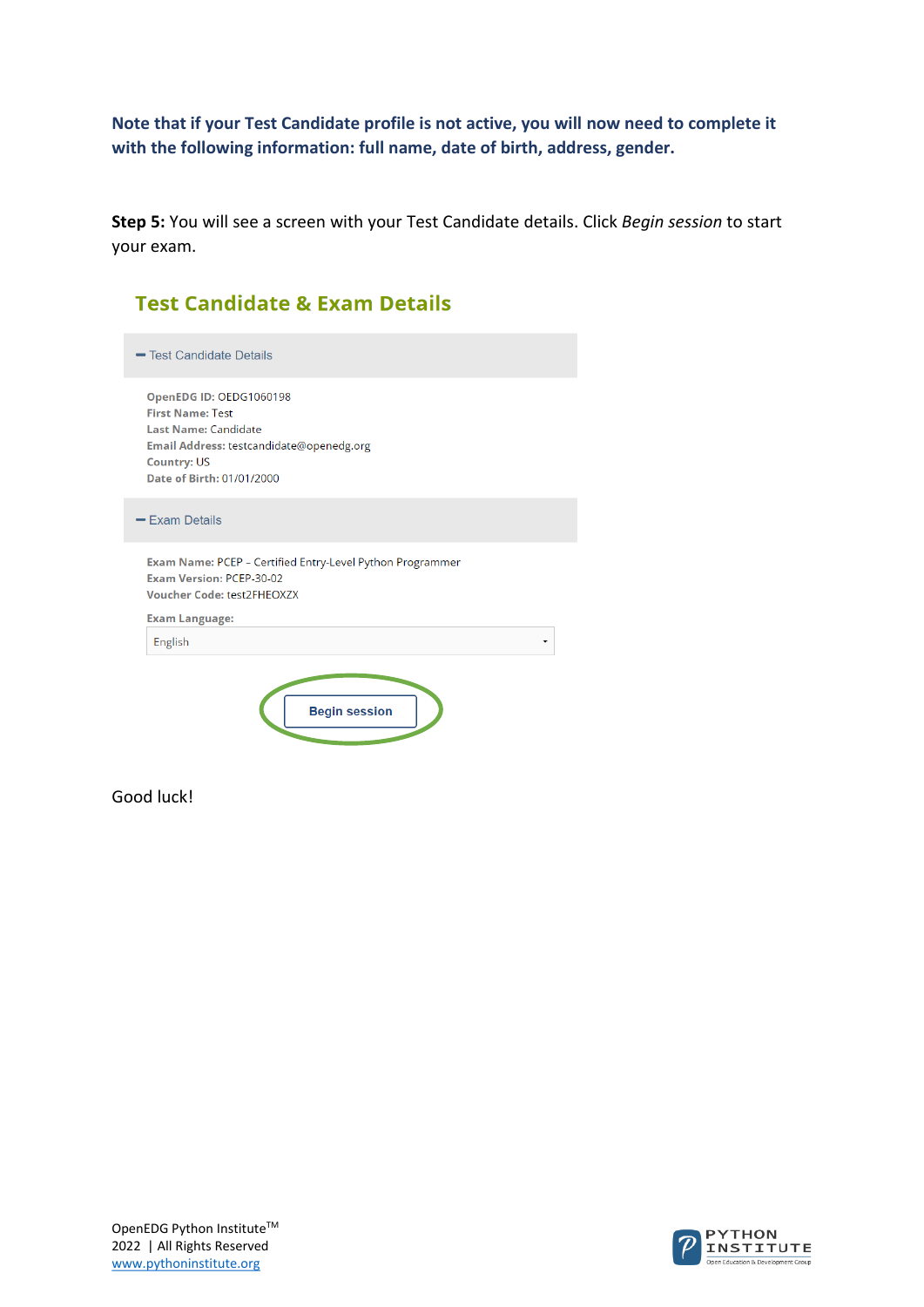**Note that if your Test Candidate profile is not active, you will now need to complete it with the following information: full name, date of birth, address, gender.**

**Step 5:** You will see a screen with your Test Candidate details. Click *Begin session* to start your exam.

## Test Candidate & Exam Details

**−** Test Candidate Details

**OpenEDG ID:** OEDG1060198
**First Name:** Test
**Last Name:** Candidate
**Email Address:** testcandidate@openedg.org
**Country:** US
**Date of Birth:** 01/01/2000

**−** Exam Details

**Exam Name:** PCEP – Certified Entry-Level Python Programmer
**Exam Version:** PCEP-30-02
**Voucher Code:** test2FHEOXZX

**Exam Language:**
English

Begin session

Good luck!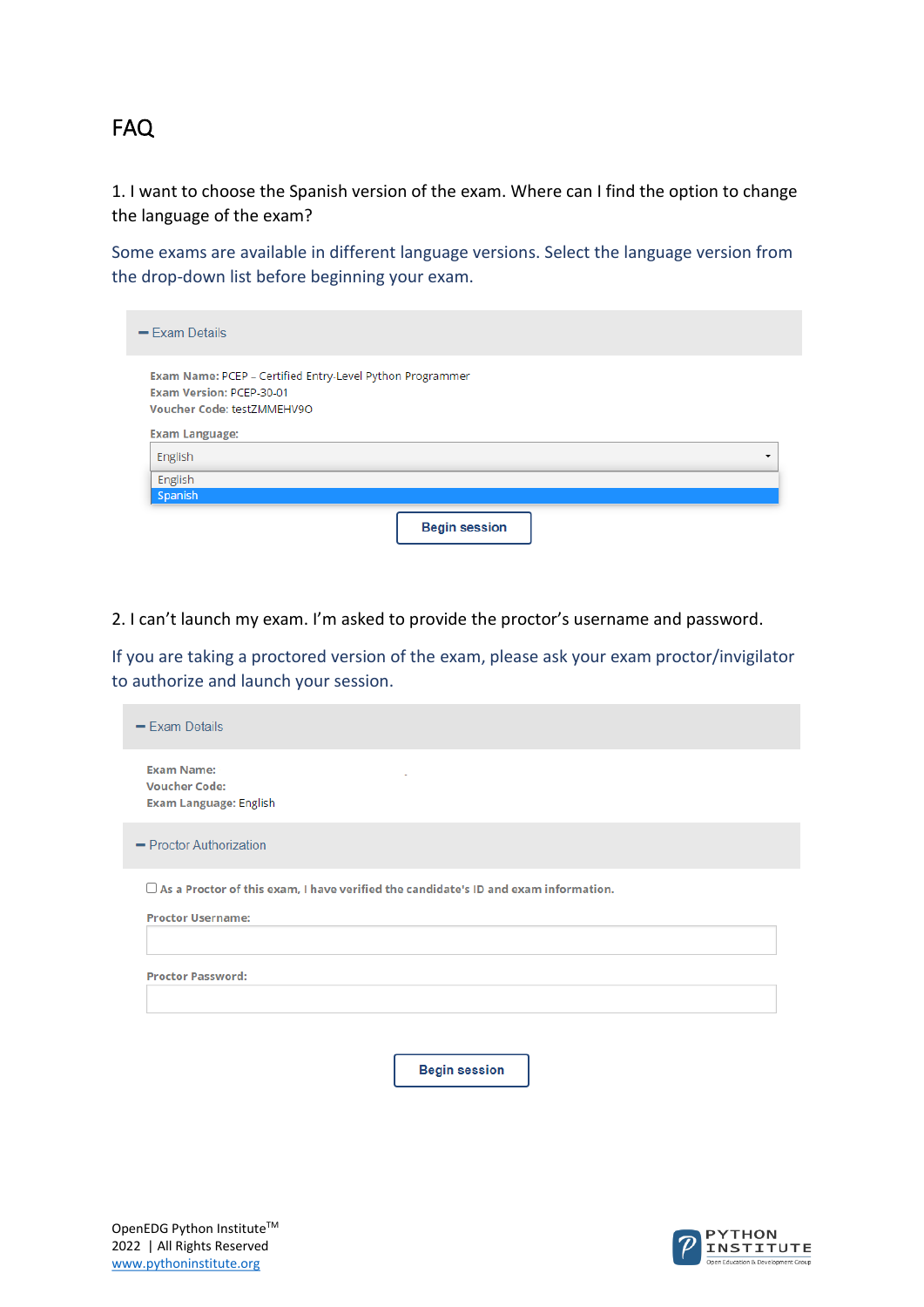# FAQ

1. I want to choose the Spanish version of the exam. Where can I find the option to change the language of the exam?

Some exams are available in different language versions. Select the language version from the drop-down list before beginning your exam.

**–** Exam Details

**Exam Name:** PCEP – Certified Entry-Level Python Programmer
**Exam Version:** PCEP-30-01
**Voucher Code:** testZMMEHV9O

**Exam Language:**

English

English
Spanish

**Begin session**

2. I can't launch my exam. I'm asked to provide the proctor's username and password.

If you are taking a proctored version of the exam, please ask your exam proctor/invigilator to authorize and launch your session.

**–** Exam Details

**Exam Name:**
**Voucher Code:**
**Exam Language:** English

**–** Proctor Authorization

☐ As a Proctor of this exam, I have verified the candidate's ID and exam information.

**Proctor Username:**

**Proctor Password:**

**Begin session**

OpenEDG Python Institute™
2022 | All Rights Reserved
www.pythoninstitute.org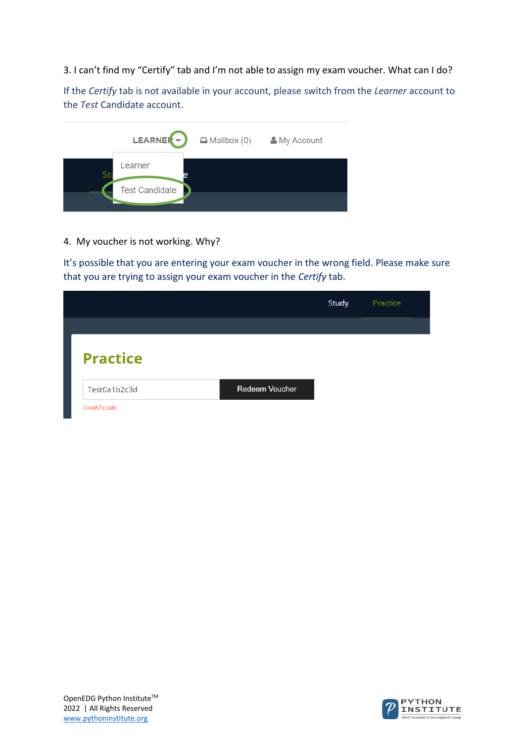3. I can't find my "Certify" tab and I'm not able to assign my exam voucher. What can I do?

If the *Certify* tab is not available in your account, please switch from the *Learner* account to the *Test* Candidate account.

4. My voucher is not working. Why?

It's possible that you are entering your exam voucher in the wrong field. Please make sure that you are trying to assign your exam voucher in the *Certify* tab.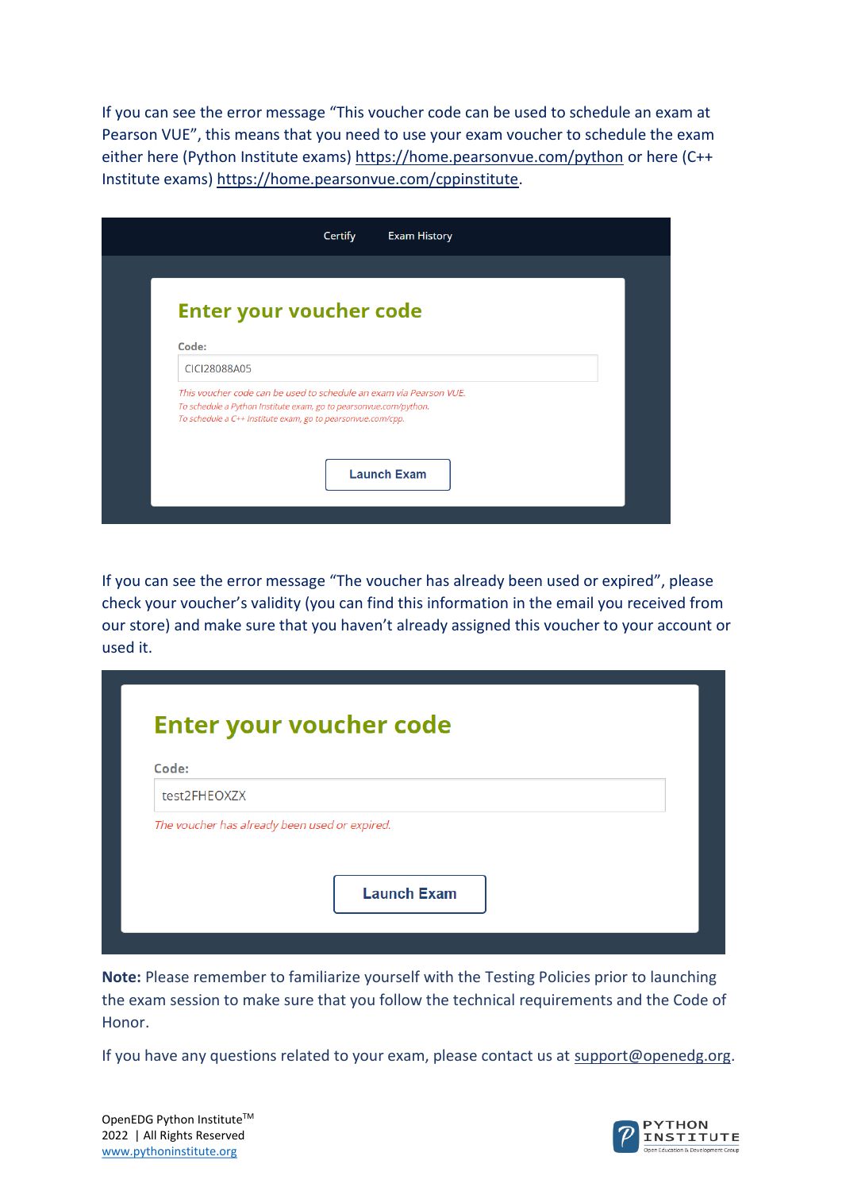If you can see the error message "This voucher code can be used to schedule an exam at Pearson VUE", this means that you need to use your exam voucher to schedule the exam either here (Python Institute exams) https://home.pearsonvue.com/python or here (C++ Institute exams) https://home.pearsonvue.com/cppinstitute.

Certify    Exam History

Enter your voucher code

Code:

CICI28088A05

*This voucher code can be used to schedule an exam via Pearson VUE.*
*To schedule a Python Institute exam, go to pearsonvue.com/python.*
*To schedule a C++ Institute exam, go to pearsonvue.com/cpp.*

Launch Exam

If you can see the error message "The voucher has already been used or expired", please check your voucher's validity (you can find this information in the email you received from our store) and make sure that you haven't already assigned this voucher to your account or used it.

Enter your voucher code

Code:

test2FHEOXZX

*The voucher has already been used or expired.*

Launch Exam

**Note:** Please remember to familiarize yourself with the Testing Policies prior to launching the exam session to make sure that you follow the technical requirements and the Code of Honor.

If you have any questions related to your exam, please contact us at support@openedg.org.